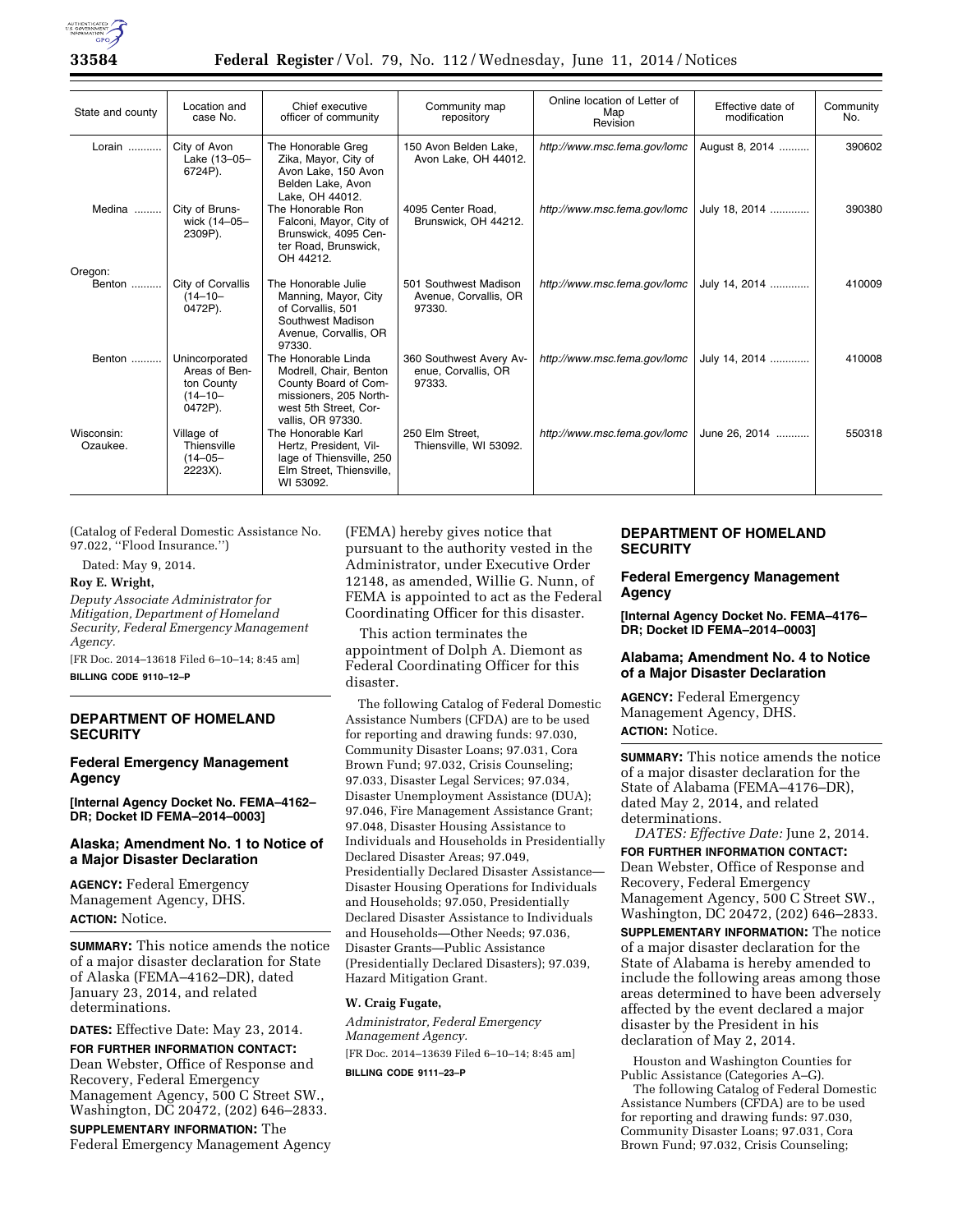| State and county | Location and case No. | Chief executive officer of community | Community map repository | Online location of Letter of Map Revision | Effective date of modification | Community No. |
|---|---|---|---|---|---|---|
| Lorain | City of Avon Lake (13–05–6724P). | The Honorable Greg Zika, Mayor, City of Avon Lake, 150 Avon Belden Lake, Avon Lake, OH 44012. | 150 Avon Belden Lake, Avon Lake, OH 44012. | http://www.msc.fema.gov/lomc | August 8, 2014 | 390602 |
| Medina | City of Brunswick (14–05–2309P). | The Honorable Ron Falconi, Mayor, City of Brunswick, 4095 Center Road, Brunswick, OH 44212. | 4095 Center Road, Brunswick, OH 44212. | http://www.msc.fema.gov/lomc | July 18, 2014 | 390380 |
| Oregon: | | | | | | |
| Benton | City of Corvallis (14–10–0472P). | The Honorable Julie Manning, Mayor, City of Corvallis, 501 Southwest Madison Avenue, Corvallis, OR 97330. | 501 Southwest Madison Avenue, Corvallis, OR 97330. | http://www.msc.fema.gov/lomc | July 14, 2014 | 410009 |
| Benton | Unincorporated Areas of Benton County (14–10–0472P). | The Honorable Linda Modrell, Chair, Benton County Board of Commissioners, 205 Northwest 5th Street, Corvallis, OR 97330. | 360 Southwest Avery Avenue, Corvallis, OR 97333. | http://www.msc.fema.gov/lomc | July 14, 2014 | 410008 |
| Wisconsin: Ozaukee. | Village of Thiensville (14–05–2223X). | The Honorable Karl Hertz, President, Village of Thiensville, 250 Elm Street, Thiensville, WI 53092. | 250 Elm Street, Thiensville, WI 53092. | http://www.msc.fema.gov/lomc | June 26, 2014 | 550318 |

(Catalog of Federal Domestic Assistance No. 97.022, ''Flood Insurance.'')

Dated: May 9, 2014.

**Roy E. Wright,**

*Deputy Associate Administrator for Mitigation, Department of Homeland Security, Federal Emergency Management Agency.*

[FR Doc. 2014–13618 Filed 6–10–14; 8:45 am]

**BILLING CODE 9110–12–P**

## DEPARTMENT OF HOMELAND SECURITY

### Federal Emergency Management Agency

**[Internal Agency Docket No. FEMA–4162–DR; Docket ID FEMA–2014–0003]**

### Alaska; Amendment No. 1 to Notice of a Major Disaster Declaration

**AGENCY:** Federal Emergency Management Agency, DHS.

**ACTION:** Notice.

**SUMMARY:** This notice amends the notice of a major disaster declaration for State of Alaska (FEMA–4162–DR), dated January 23, 2014, and related determinations.

**DATES:** Effective Date: May 23, 2014.

**FOR FURTHER INFORMATION CONTACT:** Dean Webster, Office of Response and Recovery, Federal Emergency Management Agency, 500 C Street SW., Washington, DC 20472, (202) 646–2833.

**SUPPLEMENTARY INFORMATION:** The Federal Emergency Management Agency (FEMA) hereby gives notice that pursuant to the authority vested in the Administrator, under Executive Order 12148, as amended, Willie G. Nunn, of FEMA is appointed to act as the Federal Coordinating Officer for this disaster.

This action terminates the appointment of Dolph A. Diemont as Federal Coordinating Officer for this disaster.

The following Catalog of Federal Domestic Assistance Numbers (CFDA) are to be used for reporting and drawing funds: 97.030, Community Disaster Loans; 97.031, Cora Brown Fund; 97.032, Crisis Counseling; 97.033, Disaster Legal Services; 97.034, Disaster Unemployment Assistance (DUA); 97.046, Fire Management Assistance Grant; 97.048, Disaster Housing Assistance to Individuals and Households in Presidentially Declared Disaster Areas; 97.049, Presidentially Declared Disaster Assistance—Disaster Housing Operations for Individuals and Households; 97.050, Presidentially Declared Disaster Assistance to Individuals and Households—Other Needs; 97.036, Disaster Grants—Public Assistance (Presidentially Declared Disasters); 97.039, Hazard Mitigation Grant.

**W. Craig Fugate,**

*Administrator, Federal Emergency Management Agency.*

[FR Doc. 2014–13639 Filed 6–10–14; 8:45 am]

**BILLING CODE 9111–23–P**

## DEPARTMENT OF HOMELAND SECURITY

### Federal Emergency Management Agency

**[Internal Agency Docket No. FEMA–4176–DR; Docket ID FEMA–2014–0003]**

### Alabama; Amendment No. 4 to Notice of a Major Disaster Declaration

**AGENCY:** Federal Emergency Management Agency, DHS.

**ACTION:** Notice.

**SUMMARY:** This notice amends the notice of a major disaster declaration for the State of Alabama (FEMA–4176–DR), dated May 2, 2014, and related determinations.

*DATES: Effective Date:* June 2, 2014.

**FOR FURTHER INFORMATION CONTACT:** Dean Webster, Office of Response and Recovery, Federal Emergency Management Agency, 500 C Street SW., Washington, DC 20472, (202) 646–2833.

**SUPPLEMENTARY INFORMATION:** The notice of a major disaster declaration for the State of Alabama is hereby amended to include the following areas among those areas determined to have been adversely affected by the event declared a major disaster by the President in his declaration of May 2, 2014.

Houston and Washington Counties for Public Assistance (Categories A–G).

The following Catalog of Federal Domestic Assistance Numbers (CFDA) are to be used for reporting and drawing funds: 97.030, Community Disaster Loans; 97.031, Cora Brown Fund; 97.032, Crisis Counseling;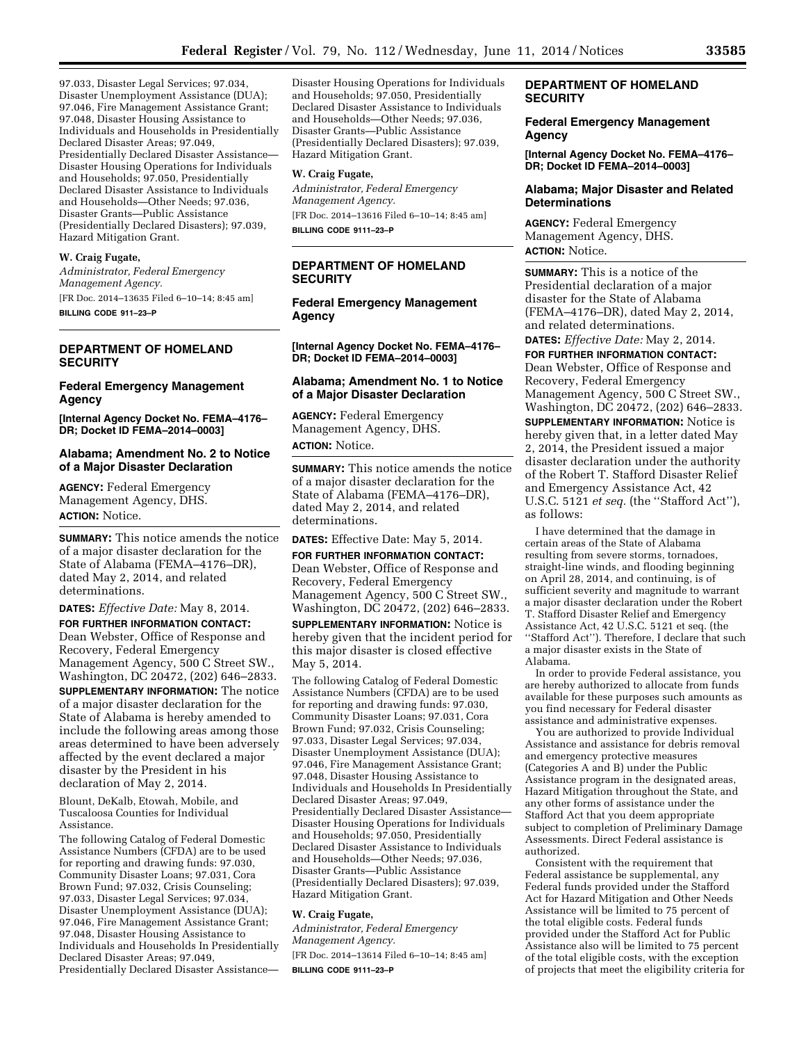97.033, Disaster Legal Services; 97.034, Disaster Unemployment Assistance (DUA); 97.046, Fire Management Assistance Grant; 97.048, Disaster Housing Assistance to Individuals and Households in Presidentially Declared Disaster Areas; 97.049, Presidentially Declared Disaster Assistance—Disaster Housing Operations for Individuals and Households; 97.050, Presidentially Declared Disaster Assistance to Individuals and Households—Other Needs; 97.036, Disaster Grants—Public Assistance (Presidentially Declared Disasters); 97.039, Hazard Mitigation Grant.

**W. Craig Fugate,**

*Administrator, Federal Emergency Management Agency.*

[FR Doc. 2014–13635 Filed 6–10–14; 8:45 am]

**BILLING CODE 911–23–P**

## DEPARTMENT OF HOMELAND SECURITY

### Federal Emergency Management Agency

**[Internal Agency Docket No. FEMA–4176–DR; Docket ID FEMA–2014–0003]**

### Alabama; Amendment No. 2 to Notice of a Major Disaster Declaration

**AGENCY:** Federal Emergency Management Agency, DHS.

**ACTION:** Notice.

**SUMMARY:** This notice amends the notice of a major disaster declaration for the State of Alabama (FEMA–4176–DR), dated May 2, 2014, and related determinations.

**DATES:** *Effective Date:* May 8, 2014.

**FOR FURTHER INFORMATION CONTACT:** Dean Webster, Office of Response and Recovery, Federal Emergency Management Agency, 500 C Street SW., Washington, DC 20472, (202) 646–2833.

**SUPPLEMENTARY INFORMATION:** The notice of a major disaster declaration for the State of Alabama is hereby amended to include the following areas among those areas determined to have been adversely affected by the event declared a major disaster by the President in his declaration of May 2, 2014.

Blount, DeKalb, Etowah, Mobile, and Tuscaloosa Counties for Individual Assistance.

The following Catalog of Federal Domestic Assistance Numbers (CFDA) are to be used for reporting and drawing funds: 97.030, Community Disaster Loans; 97.031, Cora Brown Fund; 97.032, Crisis Counseling; 97.033, Disaster Legal Services; 97.034, Disaster Unemployment Assistance (DUA); 97.046, Fire Management Assistance Grant; 97.048, Disaster Housing Assistance to Individuals and Households In Presidentially Declared Disaster Areas; 97.049, Presidentially Declared Disaster Assistance—Disaster Housing Operations for Individuals and Households; 97.050, Presidentially Declared Disaster Assistance to Individuals and Households—Other Needs; 97.036, Disaster Grants—Public Assistance (Presidentially Declared Disasters); 97.039, Hazard Mitigation Grant.

**W. Craig Fugate,**

*Administrator, Federal Emergency Management Agency.*

[FR Doc. 2014–13616 Filed 6–10–14; 8:45 am]

**BILLING CODE 9111–23–P**

## DEPARTMENT OF HOMELAND SECURITY

### Federal Emergency Management Agency

**[Internal Agency Docket No. FEMA–4176–DR; Docket ID FEMA–2014–0003]**

### Alabama; Amendment No. 1 to Notice of a Major Disaster Declaration

**AGENCY:** Federal Emergency Management Agency, DHS.

**ACTION:** Notice.

**SUMMARY:** This notice amends the notice of a major disaster declaration for the State of Alabama (FEMA–4176–DR), dated May 2, 2014, and related determinations.

**DATES:** Effective Date: May 5, 2014.

**FOR FURTHER INFORMATION CONTACT:** Dean Webster, Office of Response and Recovery, Federal Emergency Management Agency, 500 C Street SW., Washington, DC 20472, (202) 646–2833.

**SUPPLEMENTARY INFORMATION:** Notice is hereby given that the incident period for this major disaster is closed effective May 5, 2014.

The following Catalog of Federal Domestic Assistance Numbers (CFDA) are to be used for reporting and drawing funds: 97.030, Community Disaster Loans; 97.031, Cora Brown Fund; 97.032, Crisis Counseling; 97.033, Disaster Legal Services; 97.034, Disaster Unemployment Assistance (DUA); 97.046, Fire Management Assistance Grant; 97.048, Disaster Housing Assistance to Individuals and Households In Presidentially Declared Disaster Areas; 97.049, Presidentially Declared Disaster Assistance—Disaster Housing Operations for Individuals and Households; 97.050, Presidentially Declared Disaster Assistance to Individuals and Households—Other Needs; 97.036, Disaster Grants—Public Assistance (Presidentially Declared Disasters); 97.039, Hazard Mitigation Grant.

**W. Craig Fugate,**

*Administrator, Federal Emergency Management Agency.*

[FR Doc. 2014–13614 Filed 6–10–14; 8:45 am]

**BILLING CODE 9111–23–P**

## DEPARTMENT OF HOMELAND SECURITY

### Federal Emergency Management Agency

**[Internal Agency Docket No. FEMA–4176–DR; Docket ID FEMA–2014–0003]**

### Alabama; Major Disaster and Related Determinations

**AGENCY:** Federal Emergency Management Agency, DHS.

**ACTION:** Notice.

**SUMMARY:** This is a notice of the Presidential declaration of a major disaster for the State of Alabama (FEMA–4176–DR), dated May 2, 2014, and related determinations.

**DATES:** *Effective Date:* May 2, 2014.

**FOR FURTHER INFORMATION CONTACT:** Dean Webster, Office of Response and Recovery, Federal Emergency Management Agency, 500 C Street SW., Washington, DC 20472, (202) 646–2833.

**SUPPLEMENTARY INFORMATION:** Notice is hereby given that, in a letter dated May 2, 2014, the President issued a major disaster declaration under the authority of the Robert T. Stafford Disaster Relief and Emergency Assistance Act, 42 U.S.C. 5121 *et seq.* (the ''Stafford Act''), as follows:

I have determined that the damage in certain areas of the State of Alabama resulting from severe storms, tornadoes, straight-line winds, and flooding beginning on April 28, 2014, and continuing, is of sufficient severity and magnitude to warrant a major disaster declaration under the Robert T. Stafford Disaster Relief and Emergency Assistance Act, 42 U.S.C. 5121 et seq. (the ''Stafford Act''). Therefore, I declare that such a major disaster exists in the State of Alabama.

In order to provide Federal assistance, you are hereby authorized to allocate from funds available for these purposes such amounts as you find necessary for Federal disaster assistance and administrative expenses.

You are authorized to provide Individual Assistance and assistance for debris removal and emergency protective measures (Categories A and B) under the Public Assistance program in the designated areas, Hazard Mitigation throughout the State, and any other forms of assistance under the Stafford Act that you deem appropriate subject to completion of Preliminary Damage Assessments. Direct Federal assistance is authorized.

Consistent with the requirement that Federal assistance be supplemental, any Federal funds provided under the Stafford Act for Hazard Mitigation and Other Needs Assistance will be limited to 75 percent of the total eligible costs. Federal funds provided under the Stafford Act for Public Assistance also will be limited to 75 percent of the total eligible costs, with the exception of projects that meet the eligibility criteria for